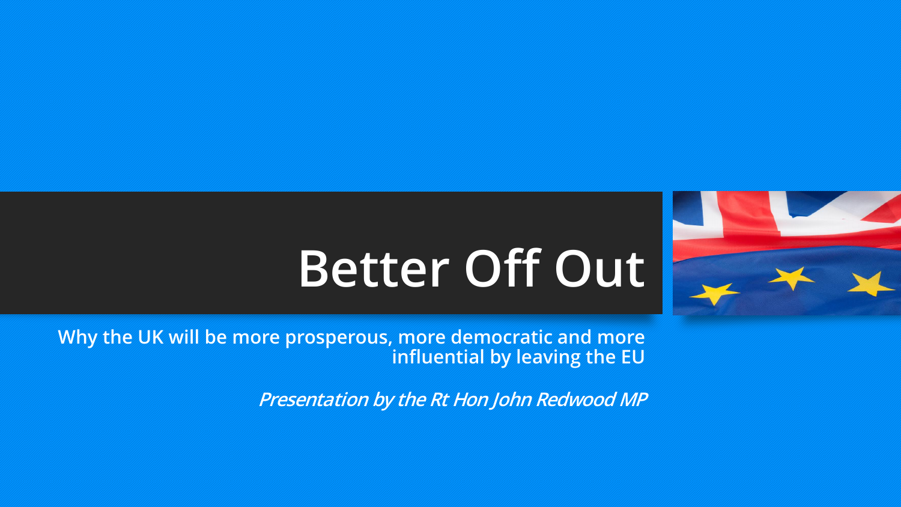# Better Off Out

**Why the UK will be more prosperous, more democratic and more influential by leaving the EU**

***Presentation by the Rt Hon John Redwood MP***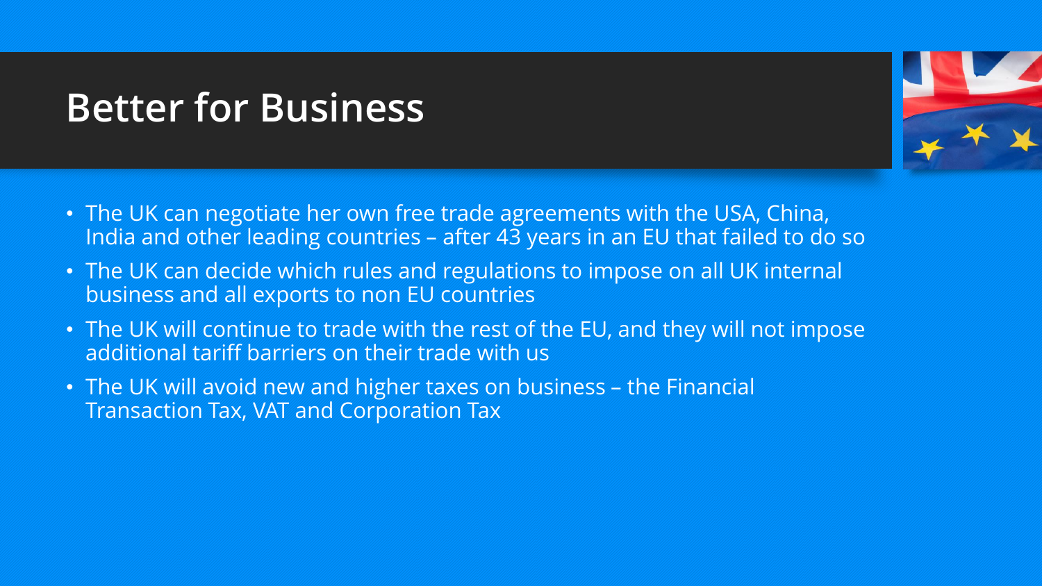# Better for Business

- The UK can negotiate her own free trade agreements with the USA, China, India and other leading countries – after 43 years in an EU that failed to do so
- The UK can decide which rules and regulations to impose on all UK internal business and all exports to non EU countries
- The UK will continue to trade with the rest of the EU, and they will not impose additional tariff barriers on their trade with us
- The UK will avoid new and higher taxes on business – the Financial Transaction Tax, VAT and Corporation Tax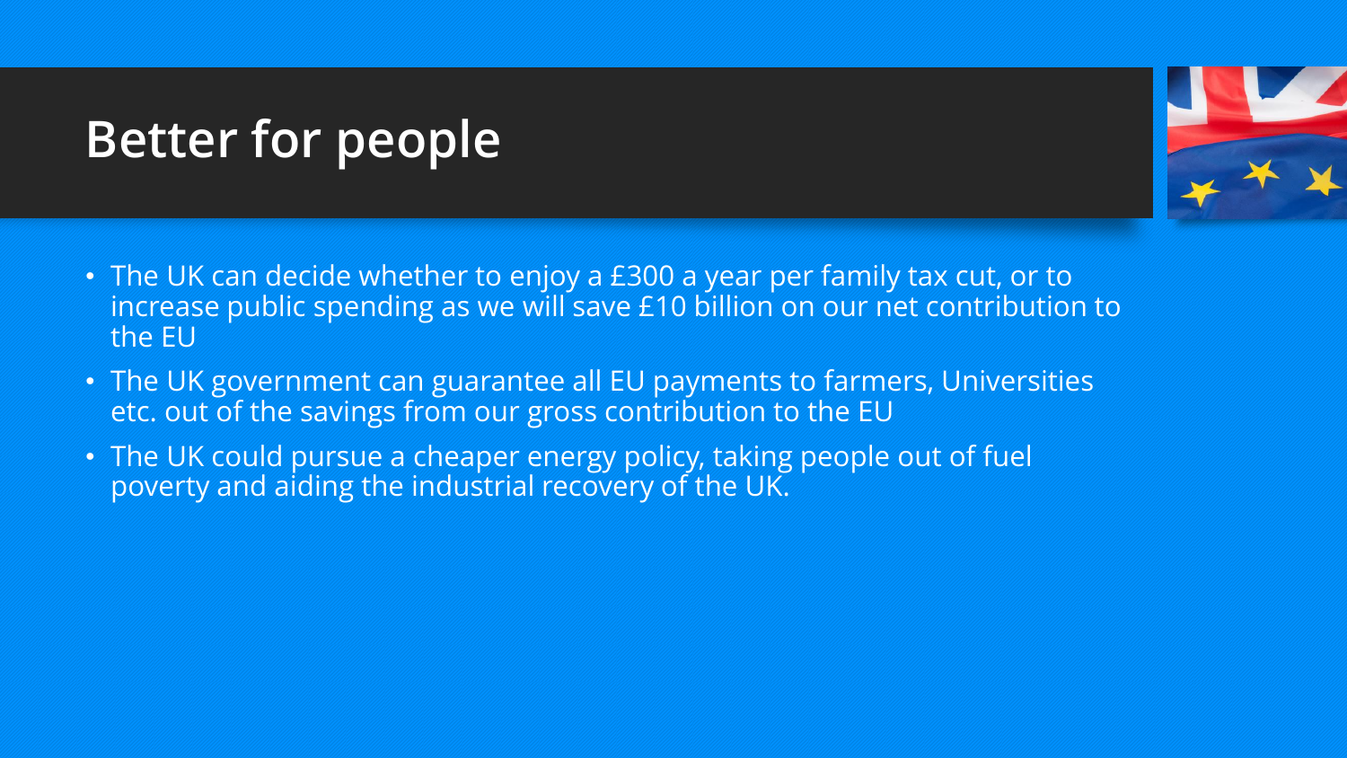# Better for people

- The UK can decide whether to enjoy a £300 a year per family tax cut, or to increase public spending as we will save £10 billion on our net contribution to the EU
- The UK government can guarantee all EU payments to farmers, Universities etc. out of the savings from our gross contribution to the EU
- The UK could pursue a cheaper energy policy, taking people out of fuel poverty and aiding the industrial recovery of the UK.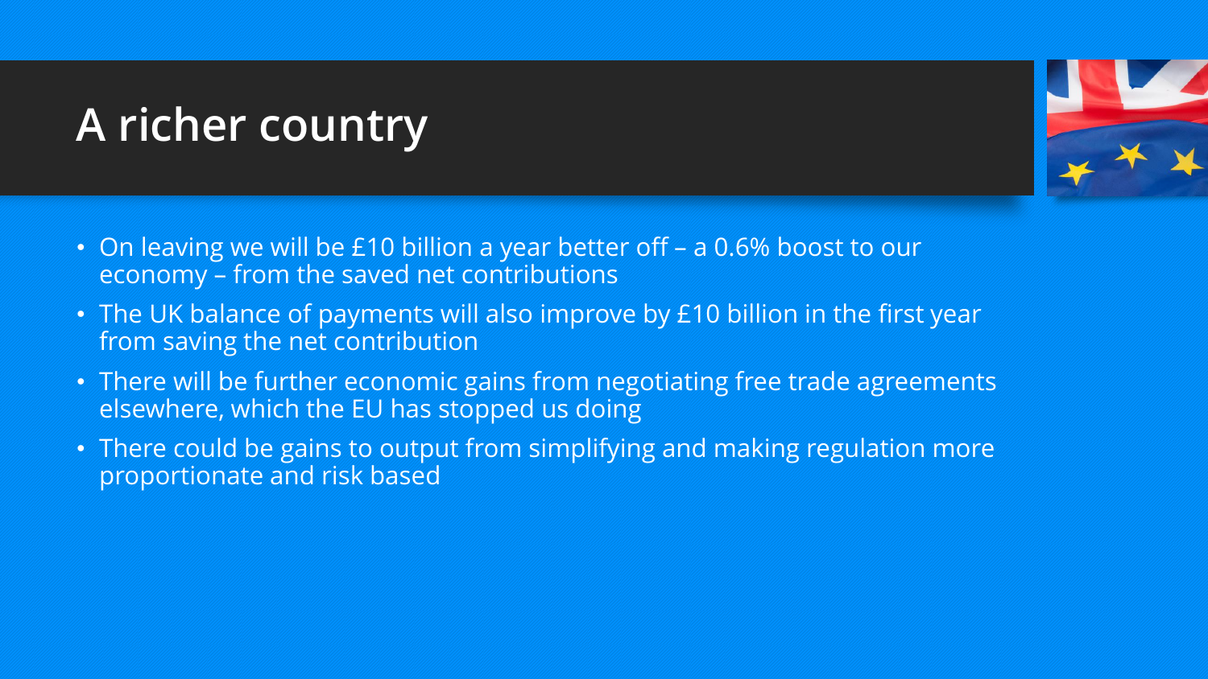# A richer country

- On leaving we will be £10 billion a year better off – a 0.6% boost to our economy – from the saved net contributions
- The UK balance of payments will also improve by £10 billion in the first year from saving the net contribution
- There will be further economic gains from negotiating free trade agreements elsewhere, which the EU has stopped us doing
- There could be gains to output from simplifying and making regulation more proportionate and risk based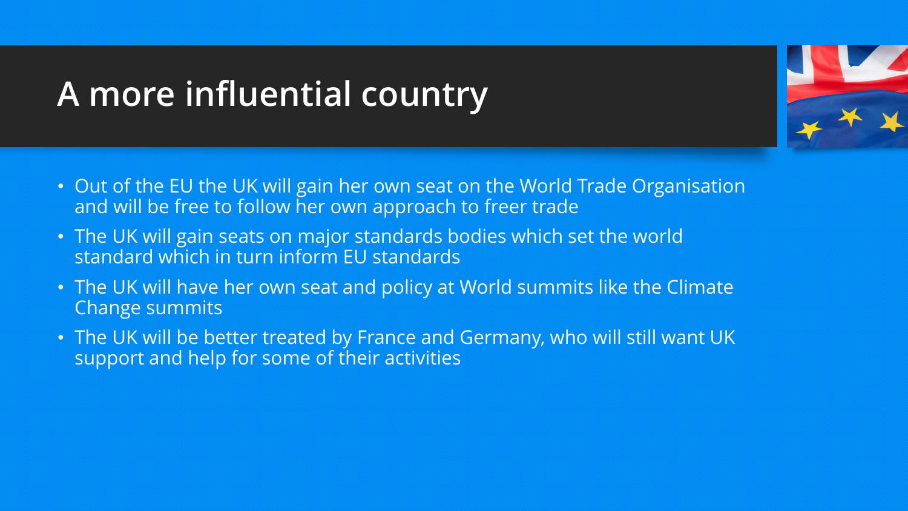# A more influential country

- Out of the EU the UK will gain her own seat on the World Trade Organisation and will be free to follow her own approach to freer trade
- The UK will gain seats on major standards bodies which set the world standard which in turn inform EU standards
- The UK will have her own seat and policy at World summits like the Climate Change summits
- The UK will be better treated by France and Germany, who will still want UK support and help for some of their activities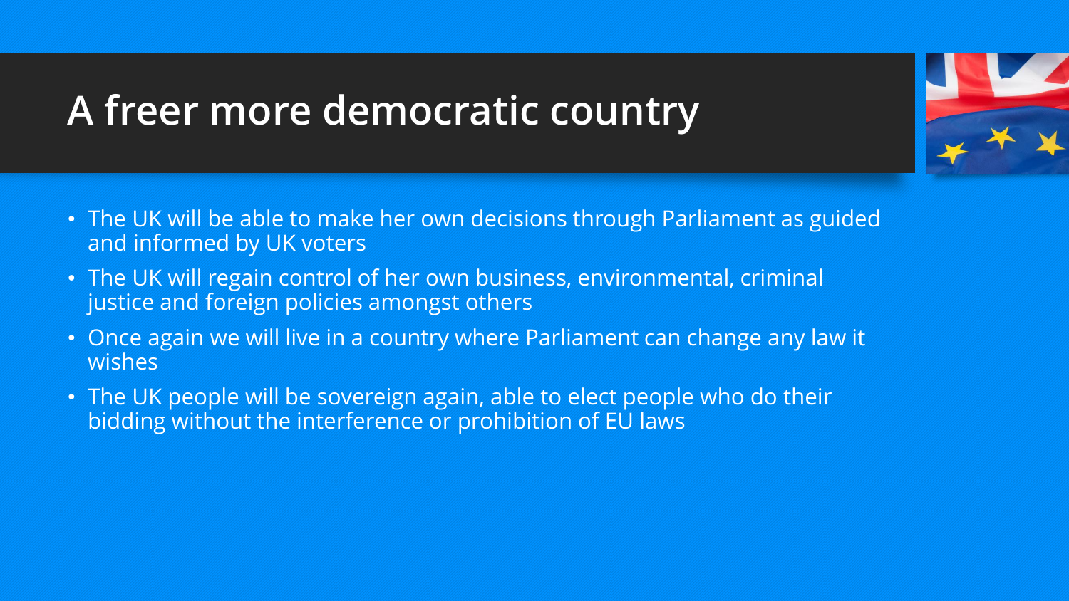# A freer more democratic country

- The UK will be able to make her own decisions through Parliament as guided and informed by UK voters
- The UK will regain control of her own business, environmental, criminal justice and foreign policies amongst others
- Once again we will live in a country where Parliament can change any law it wishes
- The UK people will be sovereign again, able to elect people who do their bidding without the interference or prohibition of EU laws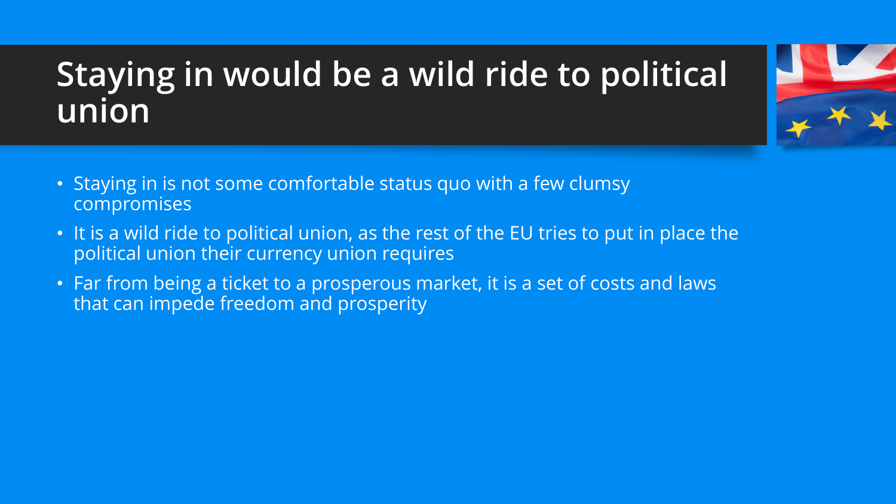# Staying in would be a wild ride to political union

- Staying in is not some comfortable status quo with a few clumsy compromises
- It is a wild ride to political union, as the rest of the EU tries to put in place the political union their currency union requires
- Far from being a ticket to a prosperous market, it is a set of costs and laws that can impede freedom and prosperity